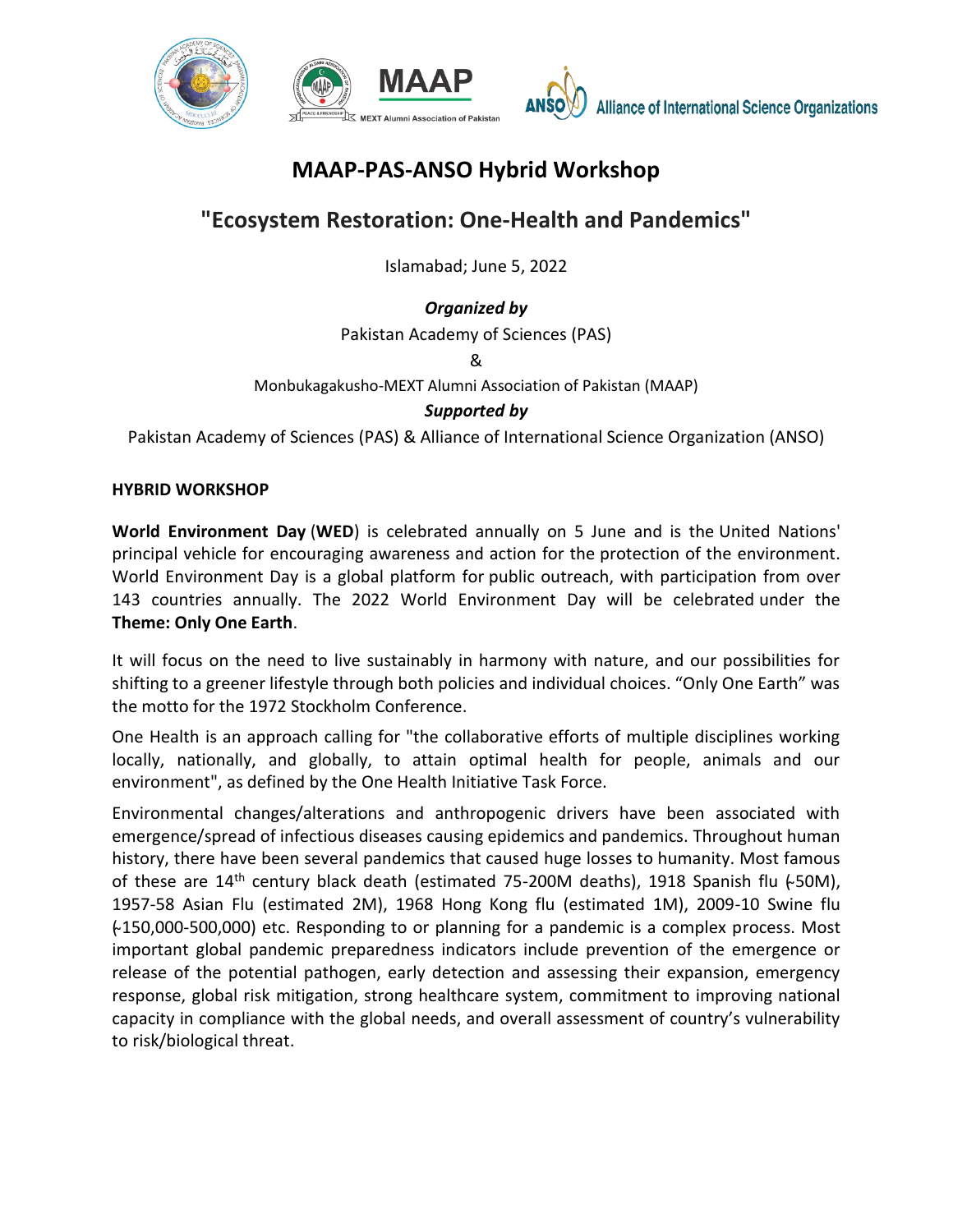# MAAP-PAS-ANSO Hybrid Workshop

## "Ecosystem Restoration: One-Health and Pandemics"

Islamabad; June 5, 2022

***Organized by***

Pakistan Academy of Sciences (PAS)

&

Monbukagakusho-MEXT Alumni Association of Pakistan (MAAP)

***Supported by***

Pakistan Academy of Sciences (PAS) & Alliance of International Science Organization (ANSO)

**HYBRID WORKSHOP**

**World Environment Day** (**WED**) is celebrated annually on 5 June and is the United Nations' principal vehicle for encouraging awareness and action for the protection of the environment. World Environment Day is a global platform for public outreach, with participation from over 143 countries annually. The 2022 World Environment Day will be celebrated under the **Theme: Only One Earth**.

It will focus on the need to live sustainably in harmony with nature, and our possibilities for shifting to a greener lifestyle through both policies and individual choices. "Only One Earth" was the motto for the 1972 Stockholm Conference.

One Health is an approach calling for "the collaborative efforts of multiple disciplines working locally, nationally, and globally, to attain optimal health for people, animals and our environment", as defined by the One Health Initiative Task Force.

Environmental changes/alterations and anthropogenic drivers have been associated with emergence/spread of infectious diseases causing epidemics and pandemics. Throughout human history, there have been several pandemics that caused huge losses to humanity. Most famous of these are 14th century black death (estimated 75-200M deaths), 1918 Spanish flu (~50M), 1957-58 Asian Flu (estimated 2M), 1968 Hong Kong flu (estimated 1M), 2009-10 Swine flu (~150,000-500,000) etc. Responding to or planning for a pandemic is a complex process. Most important global pandemic preparedness indicators include prevention of the emergence or release of the potential pathogen, early detection and assessing their expansion, emergency response, global risk mitigation, strong healthcare system, commitment to improving national capacity in compliance with the global needs, and overall assessment of country's vulnerability to risk/biological threat.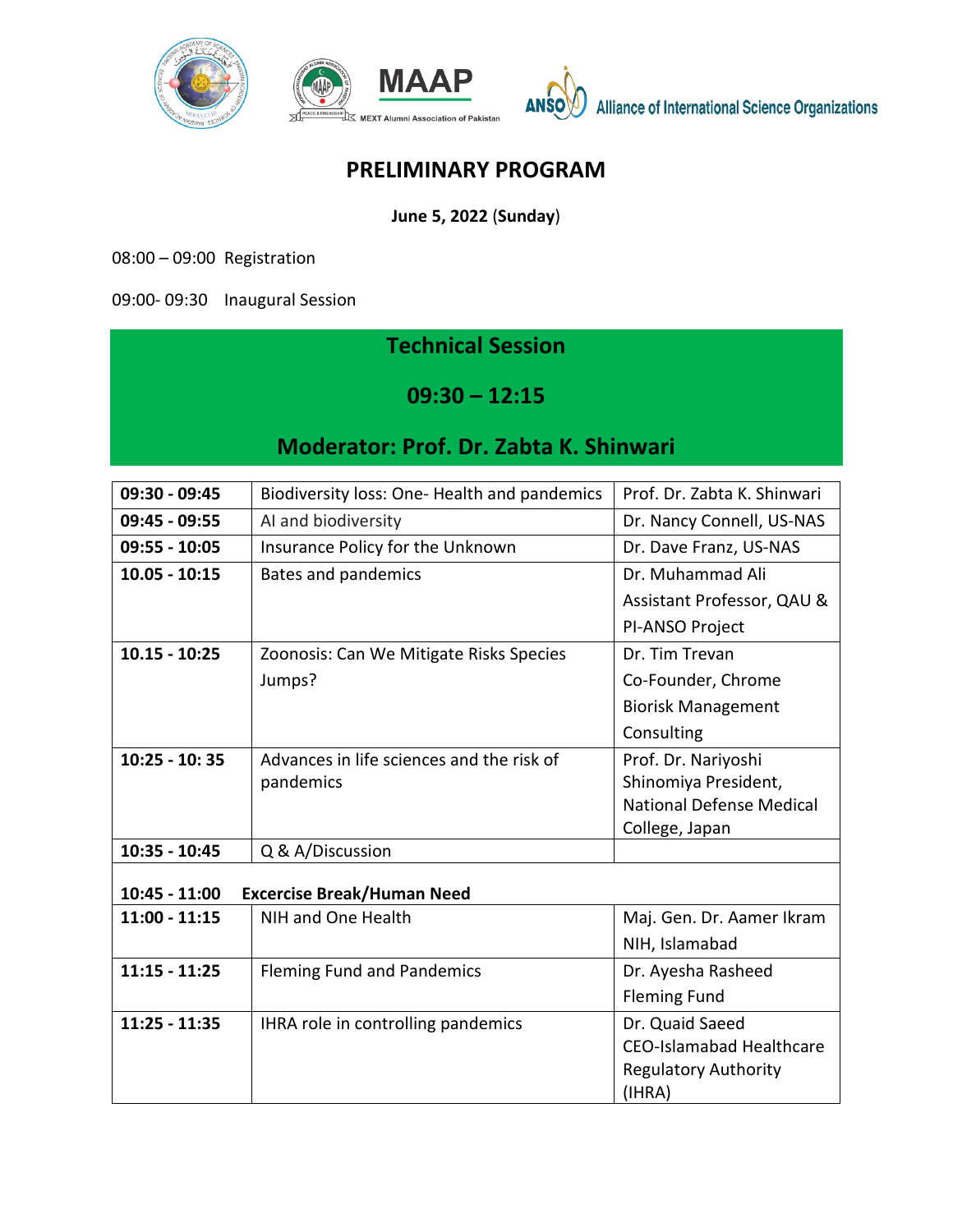# PRELIMINARY PROGRAM

**June 5, 2022 (Sunday)**

08:00 – 09:00 Registration

09:00- 09:30 Inaugural Session

## Technical Session

## 09:30 – 12:15

## Moderator: Prof. Dr. Zabta K. Shinwari

| | | |
|---|---|---|
| **09:30 - 09:45** | Biodiversity loss: One- Health and pandemics | Prof. Dr. Zabta K. Shinwari |
| **09:45 - 09:55** | AI and biodiversity | Dr. Nancy Connell, US-NAS |
| **09:55 - 10:05** | Insurance Policy for the Unknown | Dr. Dave Franz, US-NAS |
| **10.05 - 10:15** | Bates and pandemics | Dr. Muhammad Ali Assistant Professor, QAU & PI-ANSO Project |
| **10.15 - 10:25** | Zoonosis: Can We Mitigate Risks Species Jumps? | Dr. Tim Trevan Co-Founder, Chrome Biorisk Management Consulting |
| **10:25 - 10: 35** | Advances in life sciences and the risk of pandemics | Prof. Dr. Nariyoshi Shinomiya President, National Defense Medical College, Japan |
| **10:35 - 10:45** | Q & A/Discussion | |
| **10:45 - 11:00** | **Excercise Break/Human Need** | |
| **11:00 - 11:15** | NIH and One Health | Maj. Gen. Dr. Aamer Ikram NIH, Islamabad |
| **11:15 - 11:25** | Fleming Fund and Pandemics | Dr. Ayesha Rasheed Fleming Fund |
| **11:25 - 11:35** | IHRA role in controlling pandemics | Dr. Quaid Saeed CEO-Islamabad Healthcare Regulatory Authority (IHRA) |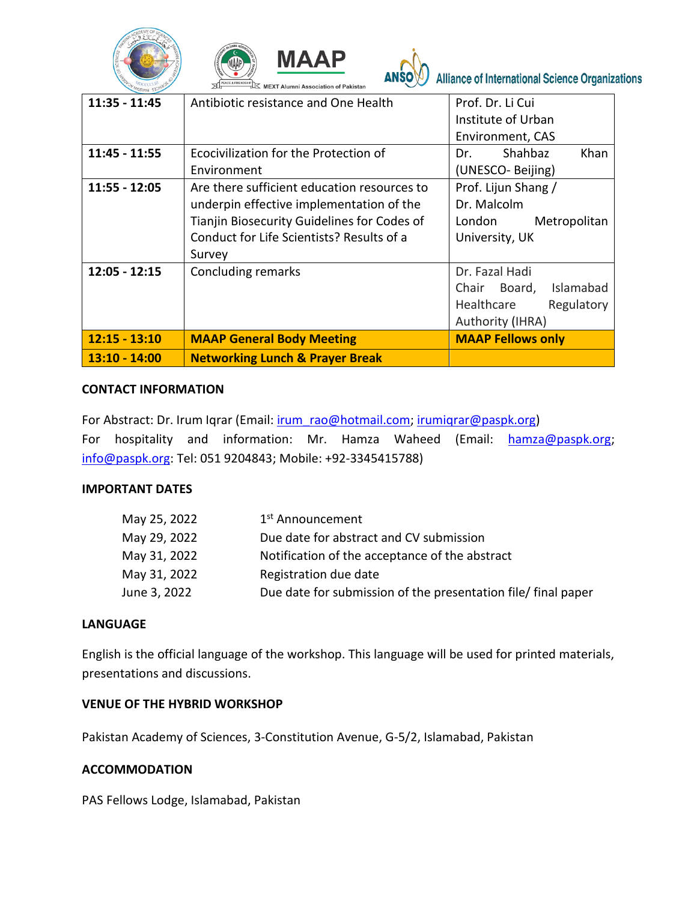| 11:35 - 11:45 | Antibiotic resistance and One Health | Prof. Dr. Li Cui Institute of Urban Environment, CAS |
|---|---|---|
| 11:45 - 11:55 | Ecocivilization for the Protection of Environment | Dr. Shahbaz Khan (UNESCO- Beijing) |
| 11:55 - 12:05 | Are there sufficient education resources to underpin effective implementation of the Tianjin Biosecurity Guidelines for Codes of Conduct for Life Scientists? Results of a Survey | Prof. Lijun Shang / Dr. Malcolm London Metropolitan University, UK |
| 12:05 - 12:15 | Concluding remarks | Dr. Fazal Hadi Chair Board, Islamabad Healthcare Regulatory Authority (IHRA) |
| **12:15 - 13:10** | **MAAP General Body Meeting** | **MAAP Fellows only** |
| **13:10 - 14:00** | **Networking Lunch & Prayer Break** | |

**CONTACT INFORMATION**

For Abstract: Dr. Irum Iqrar (Email: irum_rao@hotmail.com; irumiqrar@paspk.org)
For hospitality and information: Mr. Hamza Waheed (Email: hamza@paspk.org; info@paspk.org: Tel: 051 9204843; Mobile: +92-3345415788)

**IMPORTANT DATES**

| | |
|---|---|
| May 25, 2022 | 1st Announcement |
| May 29, 2022 | Due date for abstract and CV submission |
| May 31, 2022 | Notification of the acceptance of the abstract |
| May 31, 2022 | Registration due date |
| June 3, 2022 | Due date for submission of the presentation file/ final paper |

**LANGUAGE**

English is the official language of the workshop. This language will be used for printed materials, presentations and discussions.

**VENUE OF THE HYBRID WORKSHOP**

Pakistan Academy of Sciences, 3-Constitution Avenue, G-5/2, Islamabad, Pakistan

**ACCOMMODATION**

PAS Fellows Lodge, Islamabad, Pakistan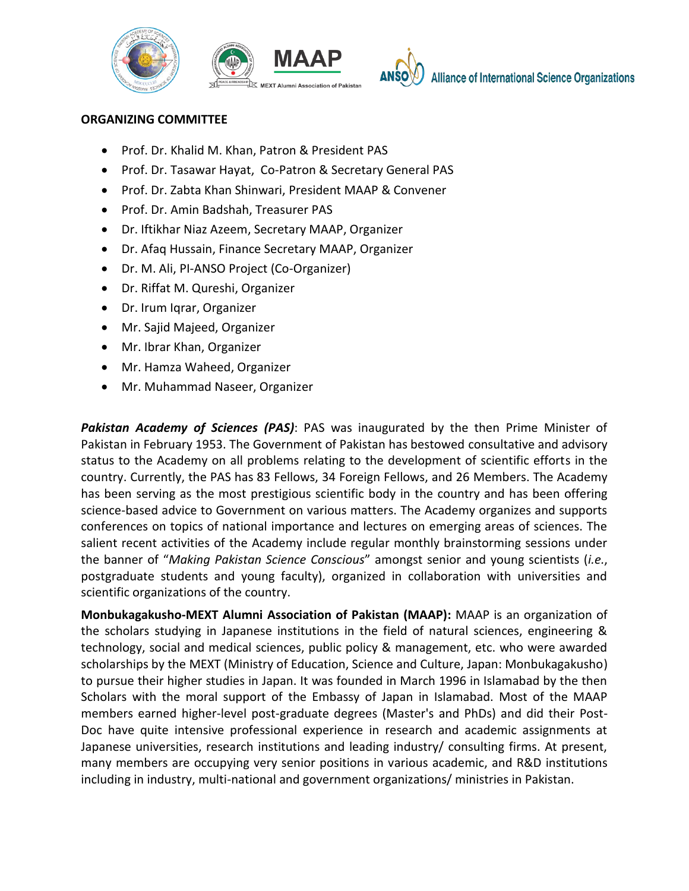MAAP

MEXT Alumni Association of Pakistan

ANSO Alliance of International Science Organizations

**ORGANIZING COMMITTEE**

- Prof. Dr. Khalid M. Khan, Patron & President PAS
- Prof. Dr. Tasawar Hayat, Co-Patron & Secretary General PAS
- Prof. Dr. Zabta Khan Shinwari, President MAAP & Convener
- Prof. Dr. Amin Badshah, Treasurer PAS
- Dr. Iftikhar Niaz Azeem, Secretary MAAP, Organizer
- Dr. Afaq Hussain, Finance Secretary MAAP, Organizer
- Dr. M. Ali, PI-ANSO Project (Co-Organizer)
- Dr. Riffat M. Qureshi, Organizer
- Dr. Irum Iqrar, Organizer
- Mr. Sajid Majeed, Organizer
- Mr. Ibrar Khan, Organizer
- Mr. Hamza Waheed, Organizer
- Mr. Muhammad Naseer, Organizer

***Pakistan Academy of Sciences (PAS)***: PAS was inaugurated by the then Prime Minister of Pakistan in February 1953. The Government of Pakistan has bestowed consultative and advisory status to the Academy on all problems relating to the development of scientific efforts in the country. Currently, the PAS has 83 Fellows, 34 Foreign Fellows, and 26 Members. The Academy has been serving as the most prestigious scientific body in the country and has been offering science-based advice to Government on various matters. The Academy organizes and supports conferences on topics of national importance and lectures on emerging areas of sciences. The salient recent activities of the Academy include regular monthly brainstorming sessions under the banner of "*Making Pakistan Science Conscious*" amongst senior and young scientists (*i.e.*, postgraduate students and young faculty), organized in collaboration with universities and scientific organizations of the country.

**Monbukagakusho-MEXT Alumni Association of Pakistan (MAAP):** MAAP is an organization of the scholars studying in Japanese institutions in the field of natural sciences, engineering & technology, social and medical sciences, public policy & management, etc. who were awarded scholarships by the MEXT (Ministry of Education, Science and Culture, Japan: Monbukagakusho) to pursue their higher studies in Japan. It was founded in March 1996 in Islamabad by the then Scholars with the moral support of the Embassy of Japan in Islamabad. Most of the MAAP members earned higher-level post-graduate degrees (Master's and PhDs) and did their Post-Doc have quite intensive professional experience in research and academic assignments at Japanese universities, research institutions and leading industry/ consulting firms. At present, many members are occupying very senior positions in various academic, and R&D institutions including in industry, multi-national and government organizations/ ministries in Pakistan.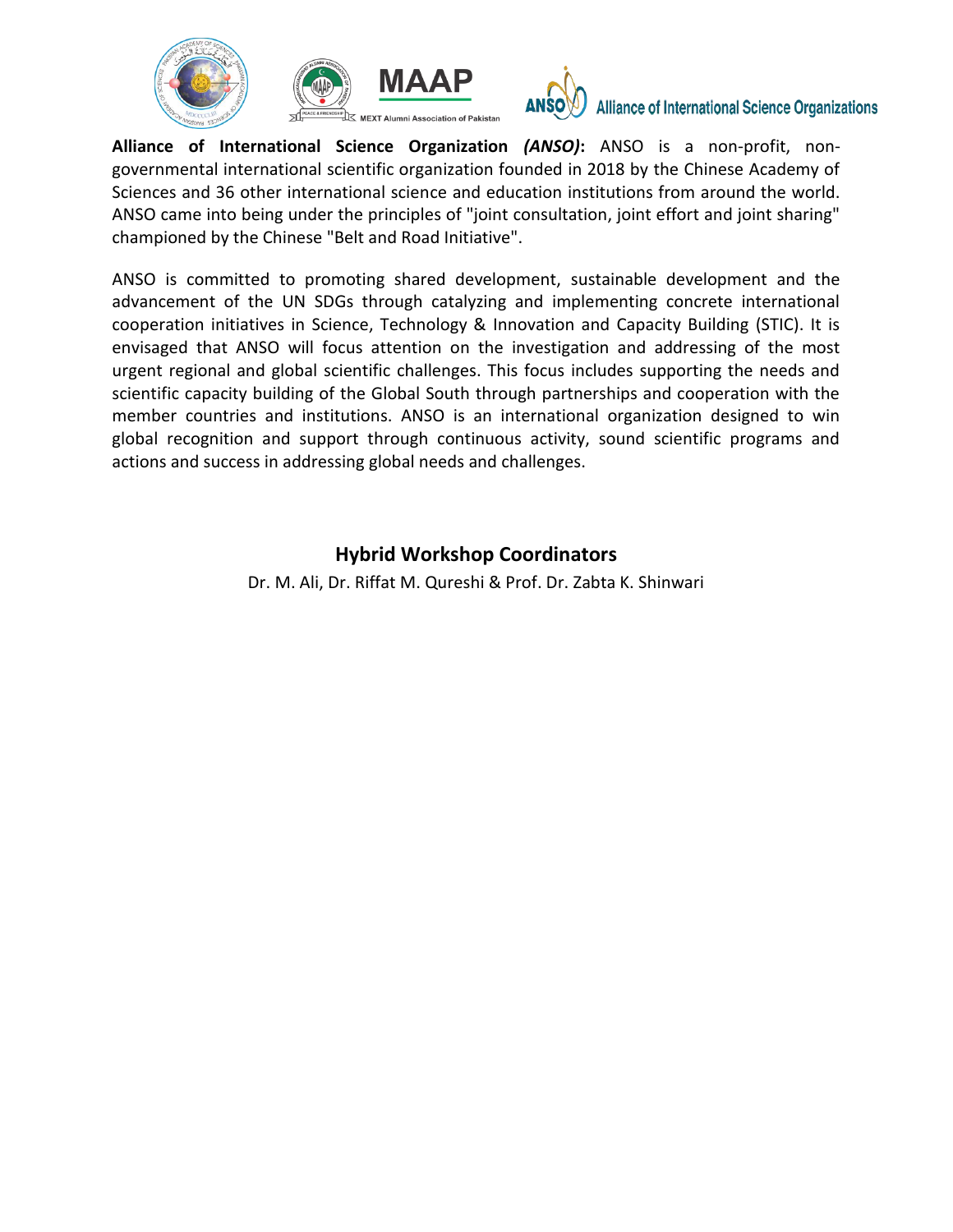**Alliance of International Science Organization *(ANSO)*:** ANSO is a non-profit, non-governmental international scientific organization founded in 2018 by the Chinese Academy of Sciences and 36 other international science and education institutions from around the world. ANSO came into being under the principles of "joint consultation, joint effort and joint sharing" championed by the Chinese "Belt and Road Initiative".

ANSO is committed to promoting shared development, sustainable development and the advancement of the UN SDGs through catalyzing and implementing concrete international cooperation initiatives in Science, Technology & Innovation and Capacity Building (STIC). It is envisaged that ANSO will focus attention on the investigation and addressing of the most urgent regional and global scientific challenges. This focus includes supporting the needs and scientific capacity building of the Global South through partnerships and cooperation with the member countries and institutions. ANSO is an international organization designed to win global recognition and support through continuous activity, sound scientific programs and actions and success in addressing global needs and challenges.

## Hybrid Workshop Coordinators

Dr. M. Ali, Dr. Riffat M. Qureshi & Prof. Dr. Zabta K. Shinwari